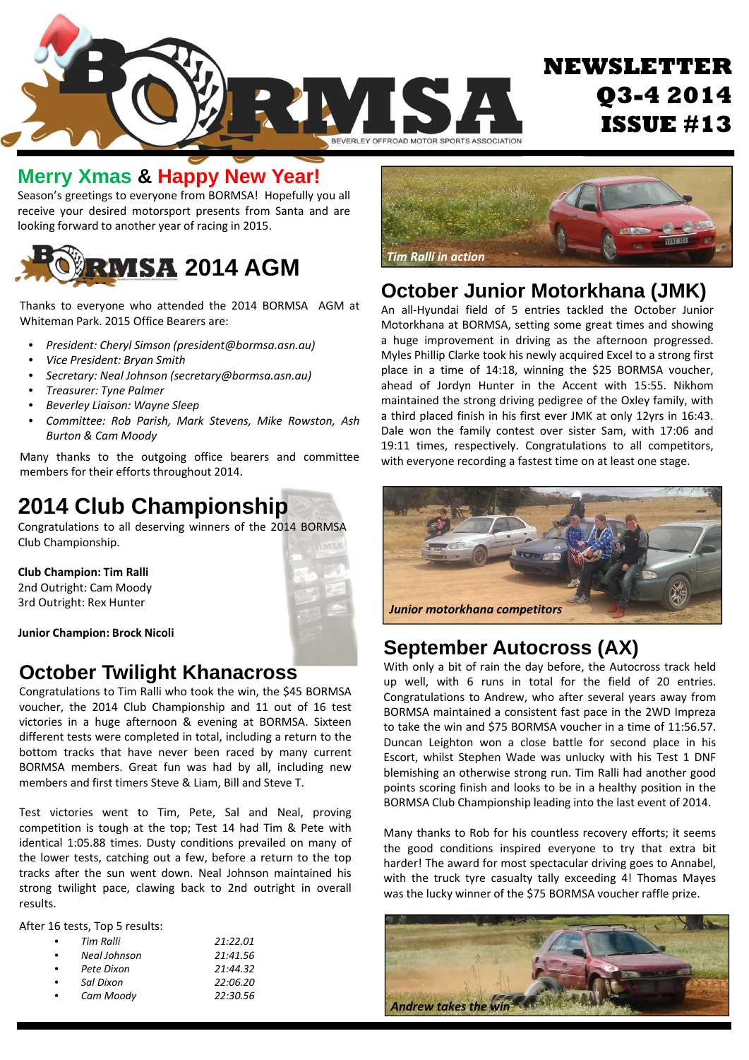# NEWSLETTER Q3-4 2014 ISSUE #13

BORMSA – BEVERLEY OFFROAD MOTOR SPORTS ASSOCIATION

## Merry Xmas & Happy New Year!

Season's greetings to everyone from BORMSA! Hopefully you all receive your desired motorsport presents from Santa and are looking forward to another year of racing in 2015.

## BORMSA 2014 AGM

Thanks to everyone who attended the 2014 BORMSA AGM at Whiteman Park. 2015 Office Bearers are:

- *President: Cheryl Simson (president@bormsa.asn.au)*
- *Vice President: Bryan Smith*
- *Secretary: Neal Johnson (secretary@bormsa.asn.au)*
- *Treasurer: Tyne Palmer*
- *Beverley Liaison: Wayne Sleep*
- *Committee: Rob Parish, Mark Stevens, Mike Rowston, Ash Burton & Cam Moody*

Many thanks to the outgoing office bearers and committee members for their efforts throughout 2014.

## 2014 Club Championship

Congratulations to all deserving winners of the 2014 BORMSA Club Championship.

**Club Champion: Tim Ralli**
2nd Outright: Cam Moody
3rd Outright: Rex Hunter

**Junior Champion: Brock Nicoli**

## October Twilight Khanacross

Congratulations to Tim Ralli who took the win, the $45 BORMSA voucher, the 2014 Club Championship and 11 out of 16 test victories in a huge afternoon & evening at BORMSA. Sixteen different tests were completed in total, including a return to the bottom tracks that have never been raced by many current BORMSA members. Great fun was had by all, including new members and first timers Steve & Liam, Bill and Steve T.

Test victories went to Tim, Pete, Sal and Neal, proving competition is tough at the top; Test 14 had Tim & Pete with identical 1:05.88 times. Dusty conditions prevailed on many of the lower tests, catching out a few, before a return to the top tracks after the sun went down. Neal Johnson maintained his strong twilight pace, clawing back to 2nd outright in overall results.

After 16 tests, Top 5 results:

- *Tim Ralli* — *21:22.01*
- *Neal Johnson* — *21:41.56*
- *Pete Dixon* — *21:44.32*
- *Sal Dixon* — *22:06.20*
- *Cam Moody* — *22:30.56*

*Tim Ralli in action*

## October Junior Motorkhana (JMK)

An all-Hyundai field of 5 entries tackled the October Junior Motorkhana at BORMSA, setting some great times and showing a huge improvement in driving as the afternoon progressed. Myles Phillip Clarke took his newly acquired Excel to a strong first place in a time of 14:18, winning the $25 BORMSA voucher, ahead of Jordyn Hunter in the Accent with 15:55. Nikhom maintained the strong driving pedigree of the Oxley family, with a third placed finish in his first ever JMK at only 12yrs in 16:43. Dale won the family contest over sister Sam, with 17:06 and 19:11 times, respectively. Congratulations to all competitors, with everyone recording a fastest time on at least one stage.

*Junior motorkhana competitors*

## September Autocross (AX)

With only a bit of rain the day before, the Autocross track held up well, with 6 runs in total for the field of 20 entries. Congratulations to Andrew, who after several years away from BORMSA maintained a consistent fast pace in the 2WD Impreza to take the win and $75 BORMSA voucher in a time of 11:56.57. Duncan Leighton won a close battle for second place in his Escort, whilst Stephen Wade was unlucky with his Test 1 DNF blemishing an otherwise strong run. Tim Ralli had another good points scoring finish and looks to be in a healthy position in the BORMSA Club Championship leading into the last event of 2014.

Many thanks to Rob for his countless recovery efforts; it seems the good conditions inspired everyone to try that extra bit harder! The award for most spectacular driving goes to Annabel, with the truck tyre casualty tally exceeding 4! Thomas Mayes was the lucky winner of the $75 BORMSA voucher raffle prize.

*Andrew takes the win*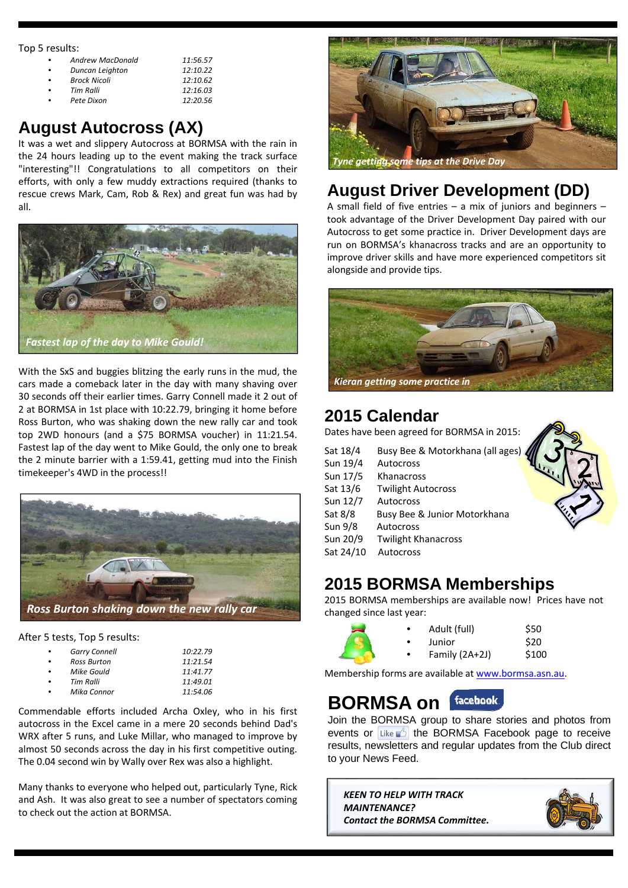Top 5 results:

| | |
|---|---|
| *Andrew MacDonald* | *11:56.57* |
| *Duncan Leighton* | *12:10.22* |
| *Brock Nicoli* | *12:10.62* |
| *Tim Ralli* | *12:16.03* |
| *Pete Dixon* | *12:20.56* |

## August Autocross (AX)

It was a wet and slippery Autocross at BORMSA with the rain in the 24 hours leading up to the event making the track surface "interesting"!! Congratulations to all competitors on their efforts, with only a few muddy extractions required (thanks to rescue crews Mark, Cam, Rob & Rex) and great fun was had by all.

*Fastest lap of the day to Mike Gould!*

With the SxS and buggies blitzing the early runs in the mud, the cars made a comeback later in the day with many shaving over 30 seconds off their earlier times. Garry Connell made it 2 out of 2 at BORMSA in 1st place with 10:22.79, bringing it home before Ross Burton, who was shaking down the new rally car and took top 2WD honours (and a $75 BORMSA voucher) in 11:21.54. Fastest lap of the day went to Mike Gould, the only one to break the 2 minute barrier with a 1:59.41, getting mud into the Finish timekeeper's 4WD in the process!!

*Ross Burton shaking down the new rally car*

After 5 tests, Top 5 results:

| | |
|---|---|
| *Garry Connell* | *10:22.79* |
| *Ross Burton* | *11:21.54* |
| *Mike Gould* | *11:41.77* |
| *Tim Ralli* | *11:49.01* |
| *Mika Connor* | *11:54.06* |

Commendable efforts included Archa Oxley, who in his first autocross in the Excel came in a mere 20 seconds behind Dad's WRX after 5 runs, and Luke Millar, who managed to improve by almost 50 seconds across the day in his first competitive outing. The 0.04 second win by Wally over Rex was also a highlight.

Many thanks to everyone who helped out, particularly Tyne, Rick and Ash. It was also great to see a number of spectators coming to check out the action at BORMSA.

*Tyne getting some tips at the Drive Day*

## August Driver Development (DD)

A small field of five entries – a mix of juniors and beginners – took advantage of the Driver Development Day paired with our Autocross to get some practice in. Driver Development days are run on BORMSA's khanacross tracks and are an opportunity to improve driver skills and have more experienced competitors sit alongside and provide tips.

*Kieran getting some practice in*

## 2015 Calendar

Dates have been agreed for BORMSA in 2015:

| | |
|---|---|
| Sat 18/4 | Busy Bee & Motorkhana (all ages) |
| Sun 19/4 | Autocross |
| Sun 17/5 | Khanacross |
| Sat 13/6 | Twilight Autocross |
| Sun 12/7 | Autocross |
| Sat 8/8 | Busy Bee & Junior Motorkhana |
| Sun 9/8 | Autocross |
| Sun 20/9 | Twilight Khanacross |
| Sat 24/10 | Autocross |

## 2015 BORMSA Memberships

2015 BORMSA memberships are available now! Prices have not changed since last year:

- Adult (full) $50
- Junior $20
- Family (2A+2J) $100

Membership forms are available at www.bormsa.asn.au.

## BORMSA on facebook

Join the BORMSA group to share stories and photos from events or Like the BORMSA Facebook page to receive results, newsletters and regular updates from the Club direct to your News Feed.

***KEEN TO HELP WITH TRACK MAINTENANCE? Contact the BORMSA Committee.***